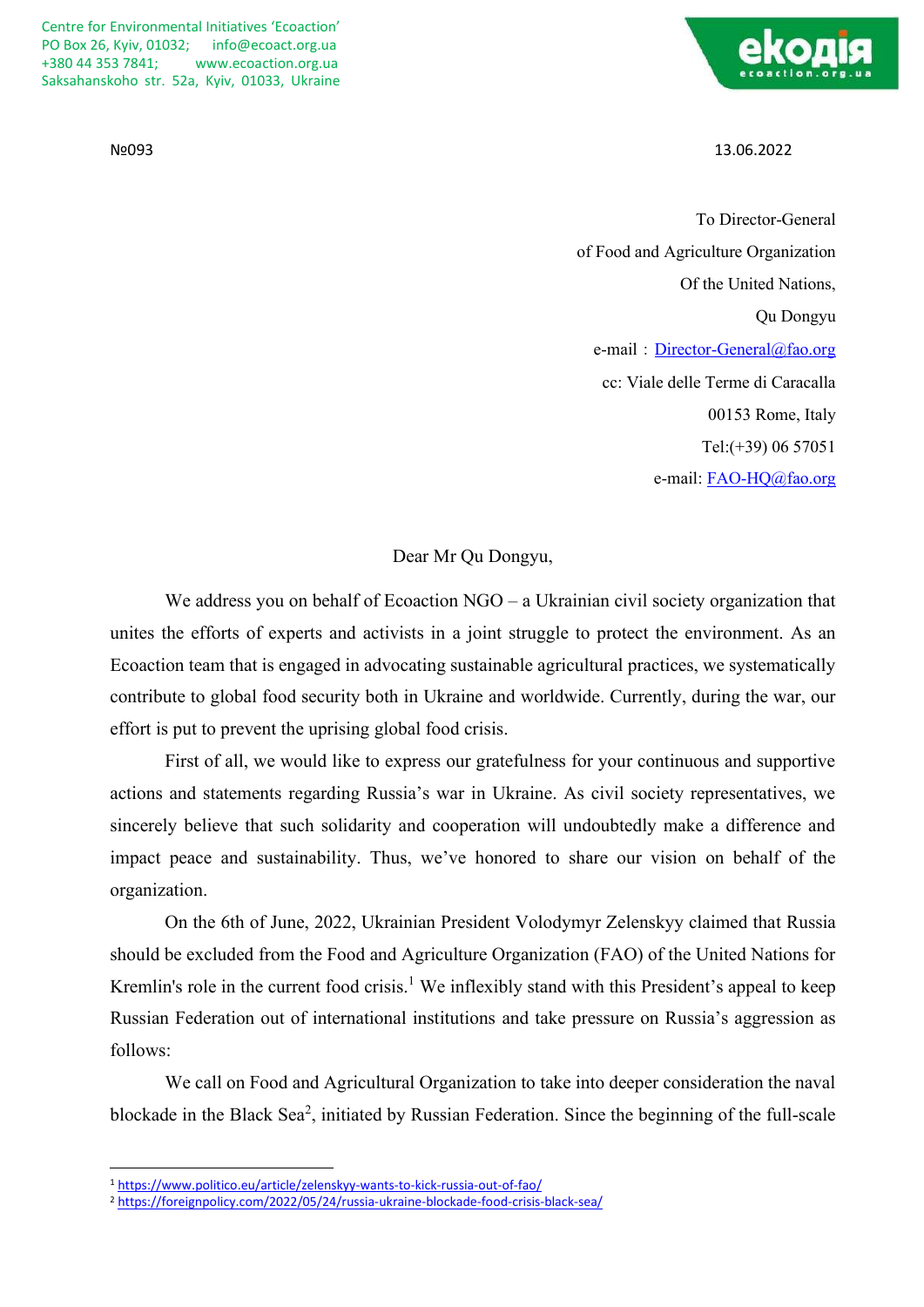Centre for Environmental Initiatives 'Ecoaction'
PO Box 26, Kyiv, 01032; info@ecoact.org.ua
+380 44 353 7841; www.ecoaction.org.ua
Saksahanskoho str. 52a, Kyiv, 01033, Ukraine

екодія
ecoaction.org.ua

№093 13.06.2022

To Director-General
of Food and Agriculture Organization
Of the United Nations,
Qu Dongyu
e-mail：Director-General@fao.org
cc: Viale delle Terme di Caracalla
00153 Rome, Italy
Tel:(+39) 06 57051
e-mail: FAO-HQ@fao.org

Dear Mr Qu Dongyu,

We address you on behalf of Ecoaction NGO – a Ukrainian civil society organization that unites the efforts of experts and activists in a joint struggle to protect the environment. As an Ecoaction team that is engaged in advocating sustainable agricultural practices, we systematically contribute to global food security both in Ukraine and worldwide. Currently, during the war, our effort is put to prevent the uprising global food crisis.

First of all, we would like to express our gratefulness for your continuous and supportive actions and statements regarding Russia's war in Ukraine. As civil society representatives, we sincerely believe that such solidarity and cooperation will undoubtedly make a difference and impact peace and sustainability. Thus, we've honored to share our vision on behalf of the organization.

On the 6th of June, 2022, Ukrainian President Volodymyr Zelenskyy claimed that Russia should be excluded from the Food and Agriculture Organization (FAO) of the United Nations for Kremlin's role in the current food crisis.[1] We inflexibly stand with this President's appeal to keep Russian Federation out of international institutions and take pressure on Russia's aggression as follows:

We call on Food and Agricultural Organization to take into deeper consideration the naval blockade in the Black Sea[2], initiated by Russian Federation. Since the beginning of the full-scale

---

[1] https://www.politico.eu/article/zelenskyy-wants-to-kick-russia-out-of-fao/
[2] https://foreignpolicy.com/2022/05/24/russia-ukraine-blockade-food-crisis-black-sea/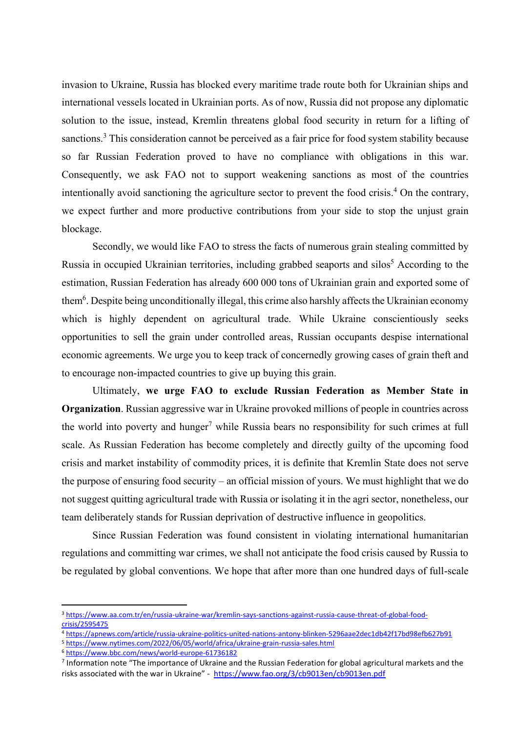invasion to Ukraine, Russia has blocked every maritime trade route both for Ukrainian ships and international vessels located in Ukrainian ports. As of now, Russia did not propose any diplomatic solution to the issue, instead, Kremlin threatens global food security in return for a lifting of sanctions.[3] This consideration cannot be perceived as a fair price for food system stability because so far Russian Federation proved to have no compliance with obligations in this war. Consequently, we ask FAO not to support weakening sanctions as most of the countries intentionally avoid sanctioning the agriculture sector to prevent the food crisis.[4] On the contrary, we expect further and more productive contributions from your side to stop the unjust grain blockage.

Secondly, we would like FAO to stress the facts of numerous grain stealing committed by Russia in occupied Ukrainian territories, including grabbed seaports and silos[5] According to the estimation, Russian Federation has already 600 000 tons of Ukrainian grain and exported some of them[6]. Despite being unconditionally illegal, this crime also harshly affects the Ukrainian economy which is highly dependent on agricultural trade. While Ukraine conscientiously seeks opportunities to sell the grain under controlled areas, Russian occupants despise international economic agreements. We urge you to keep track of concernedly growing cases of grain theft and to encourage non-impacted countries to give up buying this grain.

Ultimately, **we urge FAO to exclude Russian Federation as Member State in Organization**. Russian aggressive war in Ukraine provoked millions of people in countries across the world into poverty and hunger[7] while Russia bears no responsibility for such crimes at full scale. As Russian Federation has become completely and directly guilty of the upcoming food crisis and market instability of commodity prices, it is definite that Kremlin State does not serve the purpose of ensuring food security – an official mission of yours. We must highlight that we do not suggest quitting agricultural trade with Russia or isolating it in the agri sector, nonetheless, our team deliberately stands for Russian deprivation of destructive influence in geopolitics.

Since Russian Federation was found consistent in violating international humanitarian regulations and committing war crimes, we shall not anticipate the food crisis caused by Russia to be regulated by global conventions. We hope that after more than one hundred days of full-scale

---

[3] https://www.aa.com.tr/en/russia-ukraine-war/kremlin-says-sanctions-against-russia-cause-threat-of-global-food-crisis/2595475

[4] https://apnews.com/article/russia-ukraine-politics-united-nations-antony-blinken-5296aae2dec1db42f17bd98efb627b91

[5] https://www.nytimes.com/2022/06/05/world/africa/ukraine-grain-russia-sales.html

[6] https://www.bbc.com/news/world-europe-61736182

[7] Information note "The importance of Ukraine and the Russian Federation for global agricultural markets and the risks associated with the war in Ukraine" - https://www.fao.org/3/cb9013en/cb9013en.pdf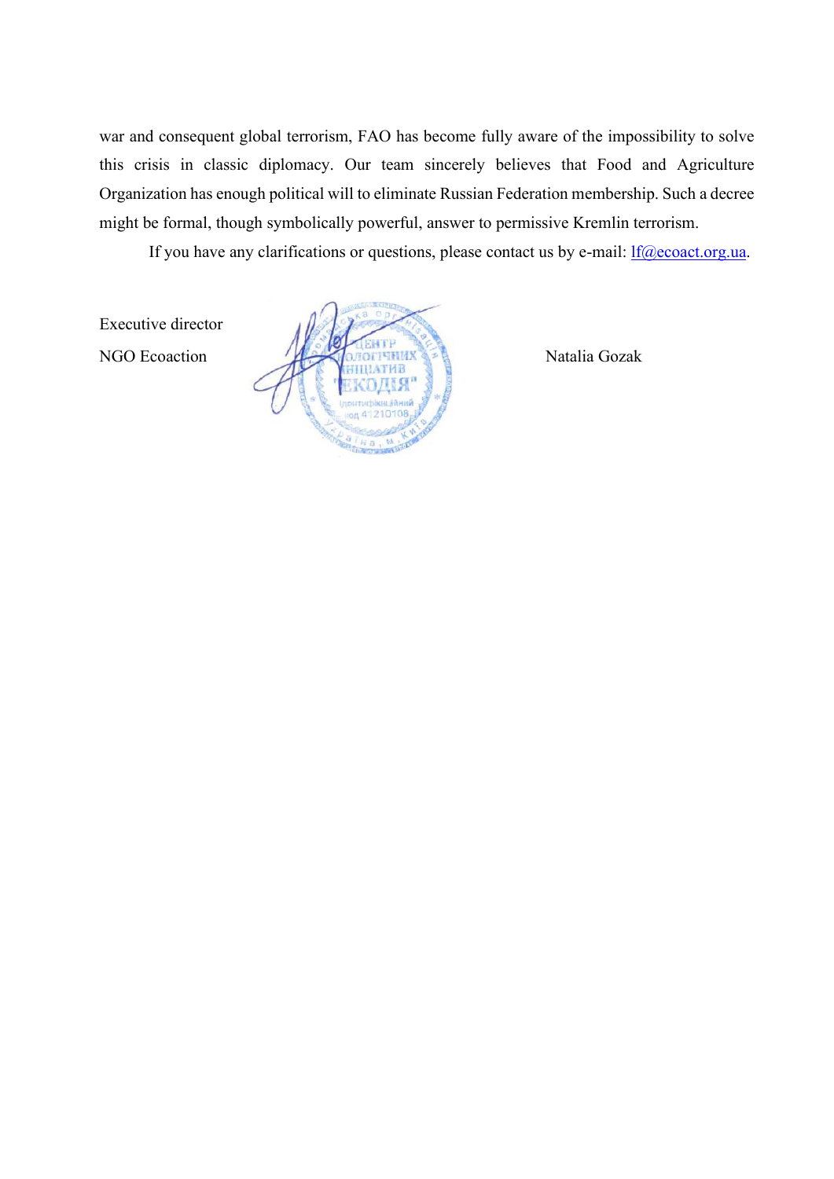war and consequent global terrorism, FAO has become fully aware of the impossibility to solve this crisis in classic diplomacy. Our team sincerely believes that Food and Agriculture Organization has enough political will to eliminate Russian Federation membership. Such a decree might be formal, though symbolically powerful, answer to permissive Kremlin terrorism.

If you have any clarifications or questions, please contact us by e-mail: lf@ecoact.org.ua.

Executive director

NGO Ecoaction — Natalia Gozak